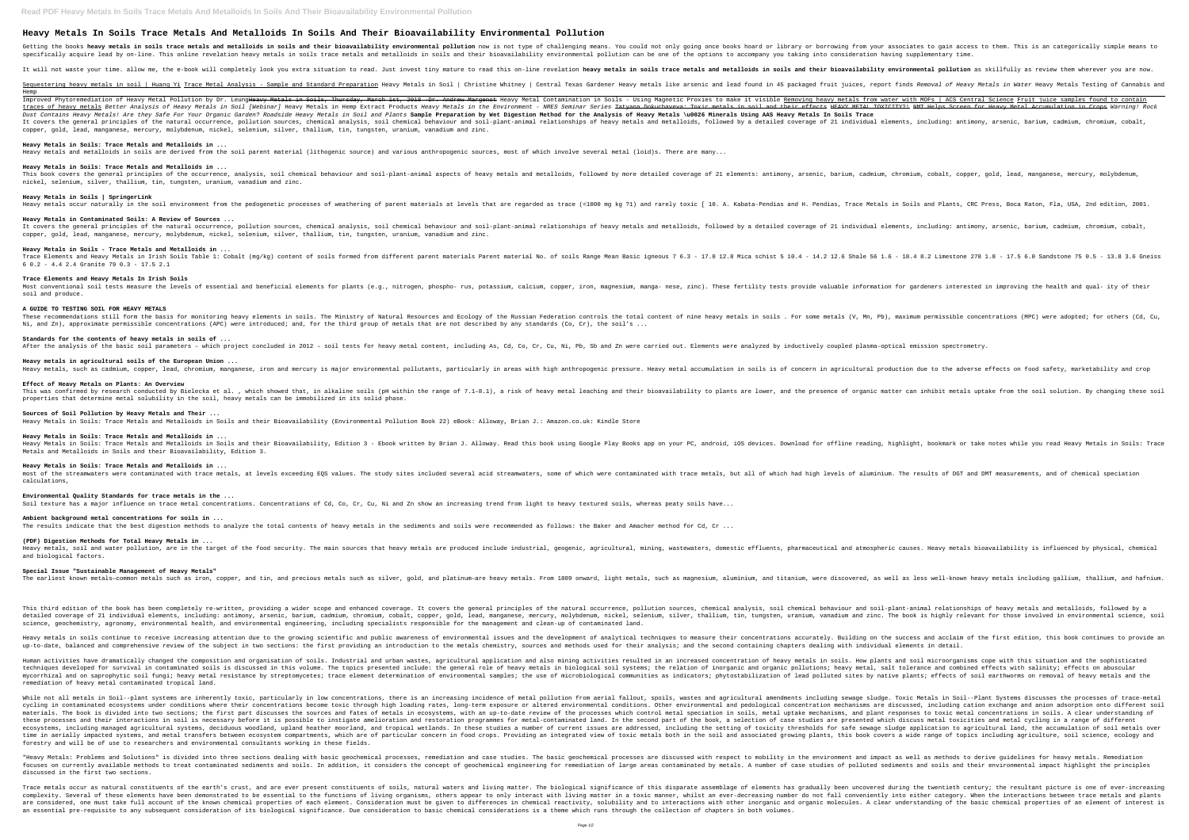# Heavy Metals In Soils Trace Metals And Metalloids In Soils And Their Bioavailability Environmental Pollution

Getting the books **heavy metals in soils trace metals and metalloids in soils and their bioavailability environmental pollution** now is not type of challenging means. You could not only going once books hoard or library or borrowing from your associates to gain access to them. This is an categorically simple means to specifically acquire lead by on-line. This online revelation heavy metals in soils trace metals and metalloids in soils and their bioavailability environmental pollution can be one of the options to accompany you taking into consideration having supplementary time.

It will not waste your time. allow me, the e-book will completely look you extra situation to read. Just invest tiny mature to read this on-line revelation **heavy metals in soils trace metals and metalloids in soils and their bioavailability environmental pollution** as skillfully as review them wherever you are now.

Sequestering heavy metals in soil | Huang Yi Trace Metal Analysis - Sample and Standard Preparation Heavy Metals in Soil | Christine Whitney | Central Texas Gardener Heavy metals like arsenic and lead found in 45 packaged fruit juices, report finds *Removal of Heavy Metals in Water* Heavy Metals Testing of Cannabis and Hemp

Improved Phytoremediation of Heavy Metal Pollution by Dr. LeungHeavy Metals in Soils, Thursday, March 1st, 2018 -Dr. Andrew Margenot Heavy Metal Contamination in Soils - Using Magnetic Proxies to make it visible Removing heavy metals from water with MOFs | ACS Central Science Fruit juice samples found to contain traces of heavy metals *Better Analysis of Heavy Metals in Soil [Webinar]* Heavy Metals in Hemp Extract Products *Heavy Metals in the Environment - NRES Seminar Series* Tatyana Dokuchayeva: Toxic metals in soil and their effects HEAVY METAL TOXICITY?! NMT Helps Screen for Heavy Metal Accumulation in Crops *Warning! Rock Dust Contains Heavy Metals! Are they Safe For Your Organic Garden? Roadside Heavy Metals in Soil and Plants* **Sample Preparation by Wet Digestion Method for the Analysis of Heavy Metals \u0026 Minerals Using AAS Heavy Metals In Soils Trace**

It covers the general principles of the natural occurrence, pollution sources, chemical analysis, soil chemical behaviour and soil-plant-animal relationships of heavy metals and metalloids, followed by a detailed coverage of 21 individual elements, including: antimony, arsenic, barium, cadmium, chromium, cobalt, copper, gold, lead, manganese, mercury, molybdenum, nickel, selenium, silver, thallium, tin, tungsten, uranium, vanadium and zinc.

**Heavy Metals in Soils: Trace Metals and Metalloids in ...**

Heavy metals and metalloids in soils are derived from the soil parent material (lithogenic source) and various anthropogenic sources, most of which involve several metal (loid)s. There are many...

**Heavy Metals in Soils: Trace Metals and Metalloids in ...**

This book covers the general principles of the occurrence, analysis, soil chemical behaviour and soil-plant-animal aspects of heavy metals and metalloids, followed by more detailed coverage of 21 elements: antimony, arsenic, barium, cadmium, chromium, cobalt, copper, gold, lead, manganese, mercury, molybdenum, nickel, selenium, silver, thallium, tin, tungsten, uranium, vanadium and zinc.

**Heavy Metals in Soils | SpringerLink**

Heavy metals occur naturally in the soil environment from the pedogenetic processes of weathering of parent materials at levels that are regarded as trace (<1000 mg kg ?1) and rarely toxic [ 10. A. Kabata-Pendias and H. Pendias, Trace Metals in Soils and Plants, CRC Press, Boca Raton, Fla, USA, 2nd edition, 2001.

**Heavy Metals in Contaminated Soils: A Review of Sources ...**

It covers the general principles of the natural occurrence, pollution sources, chemical analysis, soil chemical behaviour and soil-plant-animal relationships of heavy metals and metalloids, followed by a detailed coverage of 21 individual elements, including: antimony, arsenic, barium, cadmium, chromium, cobalt, copper, gold, lead, manganese, mercury, molybdenum, nickel, selenium, silver, thallium, tin, tungsten, uranium, vanadium and zinc.

**Heavy Metals in Soils - Trace Metals and Metalloids in ...**

Trace Elements and Heavy Metals in Irish Soils Table 1: Cobalt (mg/kg) content of soils formed from different parent materials Parent material No. of soils Range Mean Basic igneous 7 6.3 - 17.0 12.8 Mica schist 5 10.4 - 14.2 12.6 Shale 56 1.6 - 18.4 8.2 Limestone 278 1.8 - 17.5 6.0 Sandstone 75 0.5 - 13.8 3.6 Gneiss 6 0.2 - 4.4 2.4 Granite 79 0.3 - 17.5 2.1

**Trace Elements and Heavy Metals In Irish Soils**

Most conventional soil tests measure the levels of essential and beneficial elements for plants (e.g., nitrogen, phospho- rus, potassium, calcium, copper, iron, magnesium, manga- nese, zinc). These fertility tests provide valuable information for gardeners interested in improving the health and qual- ity of their soil and produce.

**A GUIDE TO TESTING SOIL FOR HEAVY METALS**

These recommendations still form the basis for monitoring heavy elements in soils. The Ministry of Natural Resources and Ecology of the Russian Federation controls the total content of nine heavy metals in soils . For some metals (V, Mn, Pb), maximum permissible concentrations (MPC) were adopted; for others (Cd, Cu, Ni, and Zn), approximate permissible concentrations (APC) were introduced; and, for the third group of metals that are not described by any standards (Co, Cr), the soil's ...

**Standards for the contents of heavy metals in soils of ...**

After the analysis of the basic soil parameters – which project concluded in 2012 – soil tests for heavy metal content, including As, Cd, Co, Cr, Cu, Ni, Pb, Sb and Zn were carried out. Elements were analyzed by inductively coupled plasma–optical emission spectrometry.

**Heavy metals in agricultural soils of the European Union ...**

Heavy metals, such as cadmium, copper, lead, chromium, manganese, iron and mercury is major environmental pollutants, particularly in areas with high anthropogenic pressure. Heavy metal accumulation in soils is of concern in agricultural production due to the adverse effects on food safety, marketability and crop

**Effect of Heavy Metals on Plants: An Overview**

This was confirmed by research conducted by Bielecka et al. , which showed that, in alkaline soils (pH within the range of 7.1–8.1), a risk of heavy metal leaching and their bioavailability to plants are lower, and the presence of organic matter can inhibit metals uptake from the soil solution. By changing these soil properties that determine metal solubility in the soil, heavy metals can be immobilized in its solid phase.

**Sources of Soil Pollution by Heavy Metals and Their ...**

Heavy Metals in Soils: Trace Metals and Metalloids in Soils and their Bioavailability (Environmental Pollution Book 22) eBook: Alloway, Brian J.: Amazon.co.uk: Kindle Store

**Heavy Metals in Soils: Trace Metals and Metalloids in ...**

Heavy Metals in Soils: Trace Metals and Metalloids in Soils and their Bioavailability, Edition 3 - Ebook written by Brian J. Alloway. Read this book using Google Play Books app on your PC, android, iOS devices. Download for offline reading, highlight, bookmark or take notes while you read Heavy Metals in Soils: Trace Metals and Metalloids in Soils and their Bioavailability, Edition 3.

**Heavy Metals in Soils: Trace Metals and Metalloids in ...**

most of the streamwaters were contaminated with trace metals, at levels exceeding EQS values. The study sites included several acid streamwaters, some of which were contaminated with trace metals, but all of which had high levels of aluminium. The results of DGT and DMT measurements, and of chemical speciation calculations,

**Environmental Quality Standards for trace metals in the ...**

Soil texture has a major influence on trace metal concentrations. Concentrations of Cd, Co, Cr, Cu, Ni and Zn show an increasing trend from light to heavy textured soils, whereas peaty soils have...

**Ambient background metal concentrations for soils in ...**

The results indicate that the best digestion methods to analyze the total contents of heavy metals in the sediments and soils were recommended as follows: the Baker and Amacher method for Cd, Cr ...

**(PDF) Digestion Methods for Total Heavy Metals in ...**

Heavy metals, soil and water pollution, are in the target of the food security. The main sources that heavy metals are produced include industrial, geogenic, agricultural, mining, wastewaters, domestic effluents, pharmaceutical and atmospheric causes. Heavy metals bioavailability is influenced by physical, chemical and biological factors.

**Special Issue "Sustainable Management of Heavy Metals"**

The earliest known metals—common metals such as iron, copper, and tin, and precious metals such as silver, gold, and platinum—are heavy metals. From 1809 onward, light metals, such as magnesium, aluminium, and titanium, were discovered, as well as less well-known heavy metals including gallium, thallium, and hafnium.

This third edition of the book has been completely re-written, providing a wider scope and enhanced coverage. It covers the general principles of the natural occurrence, pollution sources, chemical analysis, soil chemical behaviour and soil-plant-animal relationships of heavy metals and metalloids, followed by a detailed coverage of 21 individual elements, including: antimony, arsenic, barium, cadmium, chromium, cobalt, copper, gold, lead, manganese, mercury, molybdenum, nickel, selenium, silver, thallium, tin, tungsten, uranium, vanadium and zinc. The book is highly relevant for those involved in environmental science, soil science, geochemistry, agronomy, environmental health, and environmental engineering, including specialists responsible for the management and clean-up of contaminated land.

Heavy metals in soils continue to receive increasing attention due to the growing scientific and public awareness of environmental issues and the development of analytical techniques to measure their concentrations accurately. Building on the success and acclaim of the first edition, this book continues to provide an up-to-date, balanced and comprehensive review of the subject in two sections: the first providing an introduction to the metals chemistry, sources and methods used for their analysis; and the second containing chapters dealing with individual elements in detail.

Human activities have dramatically changed the composition and organisation of soils. Industrial and urban wastes, agricultural application and also mining activities resulted in an increased concentration of heavy metals in soils. How plants and soil microorganisms cope with this situation and the sophisticated techniques developed for survival in contaminated soils is discussed in this volume. The topics presented include: the general role of heavy metals in biological soil systems; the relation of inorganic and organic pollutions; heavy metal, salt tolerance and combined effects with salinity; effects on abuscular mycorrhizal and on saprophytic soil fungi; heavy metal resistance by streptomycetes; trace element determination of environmental samples; the use of microbiological communities as indicators; phytostabilization of lead polluted sites by native plants; effects of soil earthworms on removal of heavy metals and the remediation of heavy metal contaminated tropical land.

While not all metals in Soil--plant systems are inherently toxic, particularly in low concentrations, there is an increasing incidence of metal pollution from aerial fallout, spoils, wastes and agricultural amendments including sewage sludge. Toxic Metals in Soil--Plant Systems discusses the processes of trace-metal cycling in contaminated ecosystems under conditions where their concentrations become toxic through high loading rates, long-term exposure or altered environmental conditions. Other environmental and pedological concentration mechanisms are discussed, including cation exchange and anion adsorption onto different soil materials. The book is divided into two sections; the first part discusses the sources and fates of metals in ecosystems, with an up-to-date review of the processes which control metal speciation in soils, metal uptake mechanisms, and plant responses to toxic metal concentrations in soils. A clear understanding of these processes and their interactions in soil is necessary before it is possible to instigate amelioration and restoration programmes for metal-contaminated land. In the second part of the book, a selection of case studies are presented which discuss metal toxicities and metal cycling in a range of different ecosystems, including managed agricultural systems, deciduous woodland, upland heather moorland, and tropical wetlands. In these studies a number of current issues are addressed, including the setting of toxicity thresholds for safe sewage sludge application to agricultural land, the accumulation of soil metals over time in aerially impacted systems, and metal transfers between ecosystem compartments, which are of particular concern in food crops. Providing an integrated view of toxic metals both in the soil and associated growing plants, this book covers a wide range of topics including agriculture, soil science, ecology and forestry and will be of use to researchers and environmental consultants working in these fields.

"Heavy Metals: Problems and Solutions" is divided into three sections dealing with basic geochemical processes, remediation and case studies. The basic geochemical processes are discussed with respect to mobility in the environment and impact as well as methods to derive guidelines for heavy metals. Remediation focuses on currently available methods to treat contaminated sediments and soils. In addition, it considers the concept of geochemical engineering for remediation of large areas contaminated by metals. A number of case studies of polluted sediments and soils and their environmental impact highlight the principles discussed in the first two sections.

Trace metals occur as natural constituents of the earth's crust, and are ever present constituents of soils, natural waters and living matter. The biological significance of this disparate assemblage of elements has gradually been uncovered during the twentieth century; the resultant picture is one of ever-increasing complexity. Several of these elements have been demonstrated to be essential to the functions of living organisms, others appear to only interact with living matter in a toxic manner, whilst an ever-decreasing number do not fall conveniently into either category. When the interactions between trace metals and plants are considered, one must take full account of the known chemical properties of each element. Consideration must be given to differences in chemical reactivity, solubility and to interactions with other inorganic and organic molecules. A clear understanding of the basic chemical properties of an element of interest is an essential pre-requisite to any subsequent consideration of its biological significance. Due consideration to basic chemical considerations is a theme which runs through the collection of chapters in both volumes.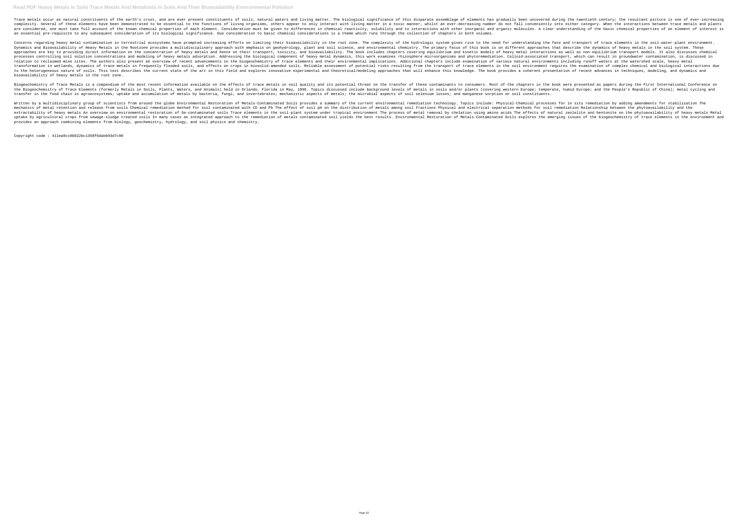Trace metals occur as natural constituents of the earth's crust, and are ever present constituents of soils, natural waters and living matter. The biological significance of this disparate assemblage of elements has gradually been uncovered during the twentieth century; the resultant picture is one of ever-increasing complexity. Several of these elements have been demonstrated to be essential to the functions of living organisms, others appear to only interact with living matter in a toxic manner, whilst an ever-decreasing number do not fall conveniently into either category. When the interactions between trace metals and plants are considered, one must take full account of the known chemical properties of each element. Consideration must be given to differences in chemical reactivity, solubility and to interactions with other inorganic and organic molecules. A clear understanding of the basic chemical properties of an element of interest is an essential pre-requisite to any subsequent consideration of its biological significance. Due consideration to basic chemical considerations is a theme which runs through the collection of chapters in both volumes.

Concerns regarding heavy metal contamination in terrestrial ecosystems have prompted increasing efforts on limiting their bioavailability in the root zone. The complexity of the hydrologic system gives rise to the need for understanding the fate and transport of trace elements in the soil-water-plant environment. Dynamics and Bioavailability of Heavy Metals in the Rootzone provides a multidisciplinary approach with emphasis on geohydrology, plant and soil science, and environmental chemistry. The primary focus of this book is on different approaches that describe the dynamics of heavy metals in the soil system. These approaches are key to providing direct information on the concentration of heavy metals and hence on their transport, toxicity, and bioavailability. The book includes chapters covering equilibrium and kinetic models of heavy metal interactions as well as non-equilibrium transport models. It also discusses chemical processes controlling soil solution concentrations and modeling of heavy metals adsorption. Addressing the biological component of heavy metal dynamics, this work examines rhizosphere microorganisms and phytoremediation. Colloid-associated transport, which can result in groundwater contamination, is discussed in relation to reclaimed mine sites. The authors also present an overview of recent advancements in the biogeochemistry of trace elements and their environmental implications. Additional chapters include examination of various natural environments including runoff waters at the watershed scale, heavy metal transformation in wetlands, dynamics of trace metals in frequently flooded soils, and effects on crops in biosolid-amended soils. Reliable assessment of potential risks resulting from the transport of trace elements in the soil environment requires the examination of complex chemical and biological interactions due to the heterogeneous nature of soils. This text describes the current state of the art in this field and explores innovative experimental and theoretical/modeling approaches that will enhance this knowledge. The book provides a coherent presentation of recent advances in techniques, modeling, and dynamics and bioavailability of heavy metals in the root zone.

Biogeochemistry of Trace Metals is a compendium of the most recent information available on the effects of trace metals in soil quality and its potential threat on the transfer of these contaminants to consumers. Most of the chapters in the book were presented as papers during the First International Conference on the Biogeochemistry of Trace Elements (formerly Metals in Soils, Plants, Waters, and Animals) held in Orlando, Florida in May, 1990. Topics discussed include background levels of metals in soils and/or plants (covering western Europe; temperate, humid Europe; and the People's Republic of China); metal cycling and transfer in the food chain in agroecosystems; uptake and accumulation of metals by bacteria, fungi, and invertebrates; mechanistic aspects of metals; the microbial aspects of soil selenium losses; and manganese sorption on soil constituents.

Written by a multidisciplinary group of scientists from around the globe Environmental Restoration of Metals-Contaminated Soils provides a summary of the current environmental remediation technology. Topics include: Physical-Chemical processes for in situ remediation by adding amendments for stabilization The mechanics of metal retention and release from soils Chemical remediation method for soil contaminated with CD and Pb The effect of soil pH on the distribution of metals among soil fractions Physical and electrical separation methods for soil remediation Relationship between the phytoavailability and the extractability of heavy metals An overview on environmental restoration of Se-contaminated soils Trace elements in the soil-plant system under tropical environment The process of metal removal by chelation using amino acids The effects of natural zeolite and bentonite on the phytoavailability of heavy metals Metal uptake by agricultural crops from sewage-sludge treated soils In many cases an integrated approach to the remediation of metals contaminated soil yields the best results. Environmental Restoration of Metals-Contaminated Soils explores the emerging issues of the biogeochemistry of trace elements in the environment and provides an approach combining elements from biology, geochemistry, hydrology, and soil physics and chemistry.

Copyright code : 411ea9cc8b822bc1358f6dabb93d7c90